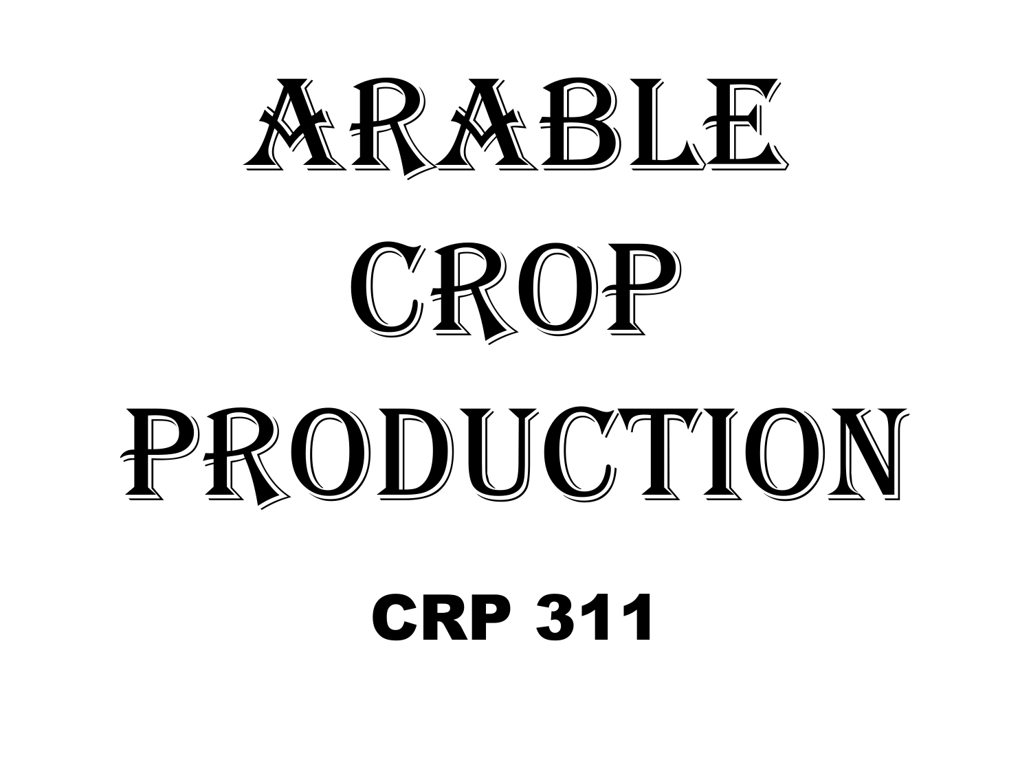# ARABLE CROP PRODUCTION

## CRP 311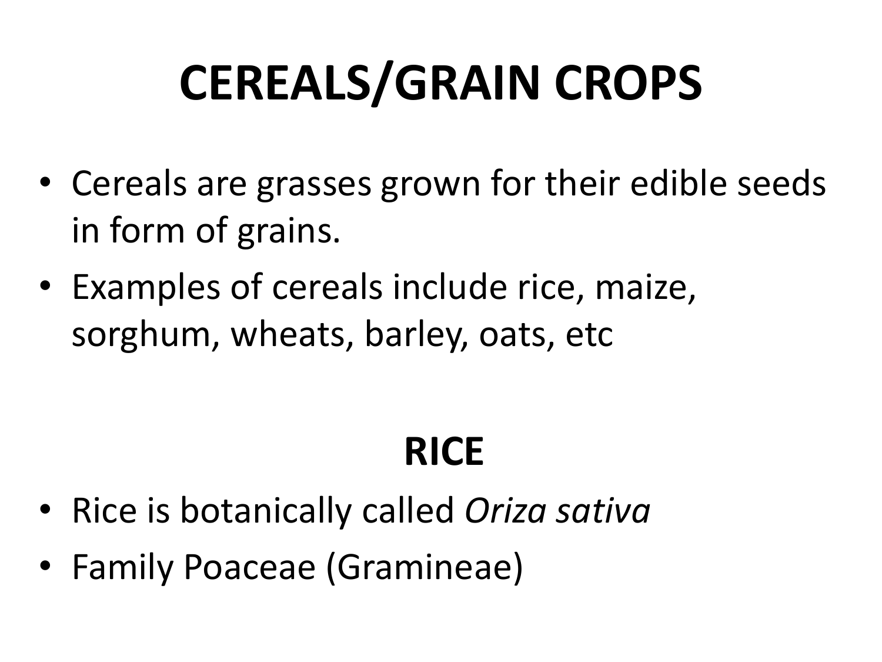# CEREALS/GRAIN CROPS

- Cereals are grasses grown for their edible seeds in form of grains.
- Examples of cereals include rice, maize, sorghum, wheats, barley, oats, etc

## RICE

- Rice is botanically called *Oriza sativa*
- Family Poaceae (Gramineae)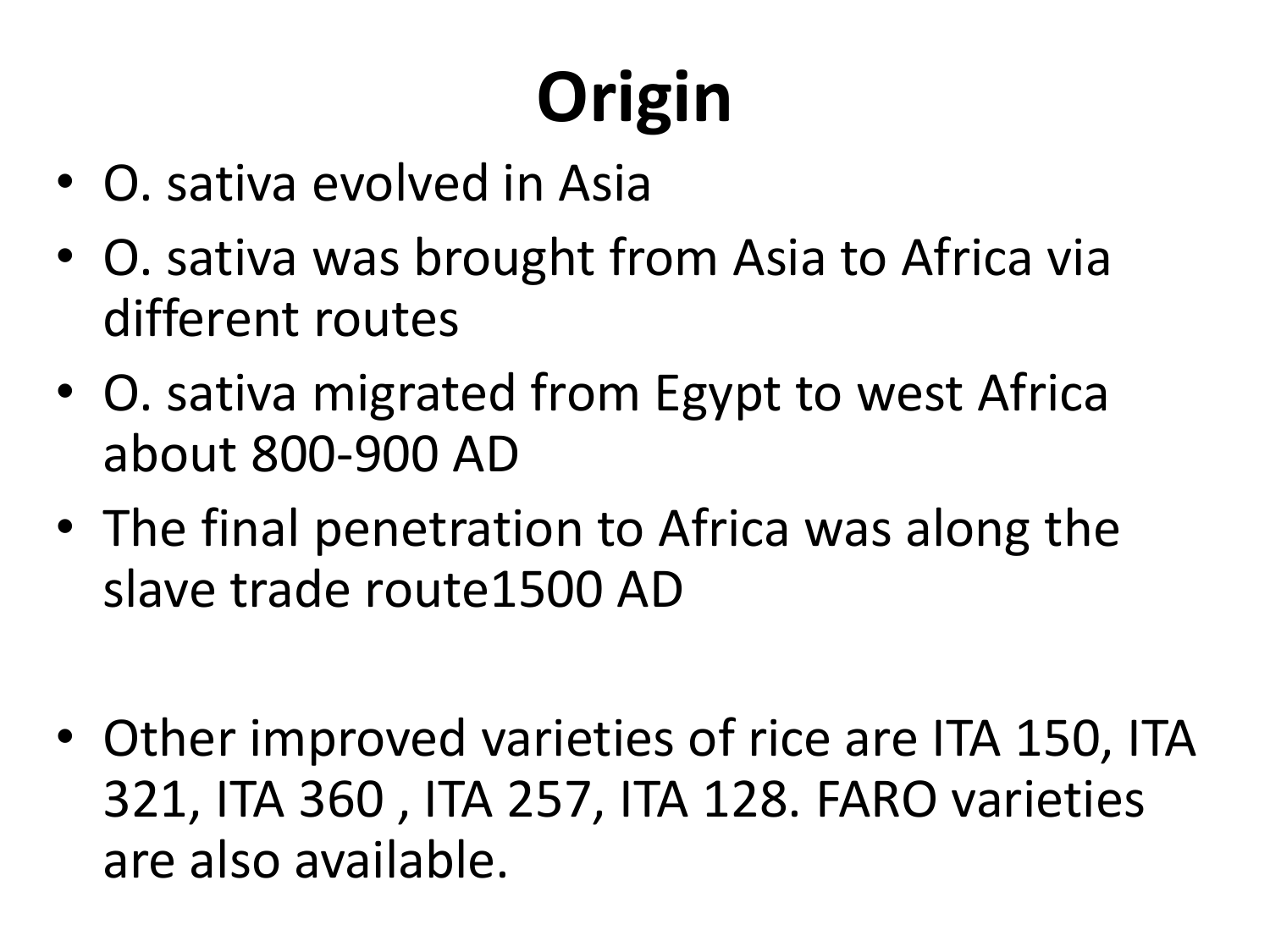# Origin

- O. sativa evolved in Asia
- O. sativa was brought from Asia to Africa via different routes
- O. sativa migrated from Egypt to west Africa about 800-900 AD
- The final penetration to Africa was along the slave trade route1500 AD

- Other improved varieties of rice are ITA 150, ITA 321, ITA 360 , ITA 257, ITA 128. FARO varieties are also available.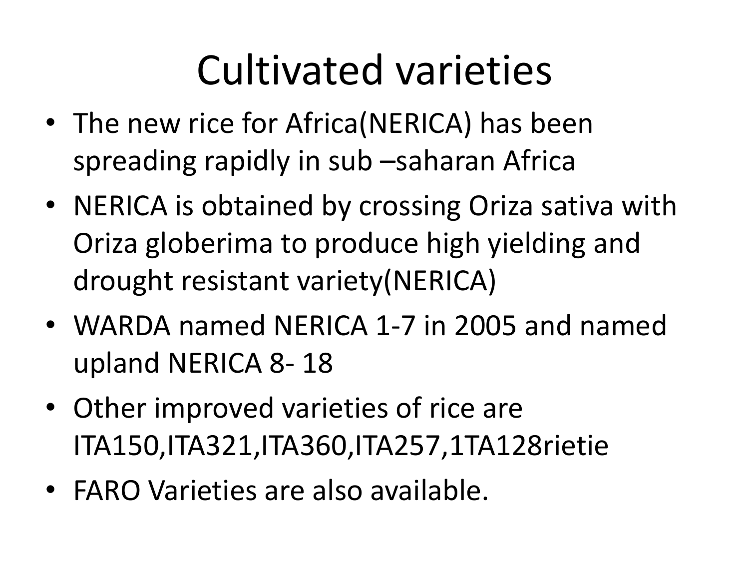# Cultivated varieties

- The new rice for Africa(NERICA) has been spreading rapidly in sub –saharan Africa
- NERICA is obtained by crossing Oriza sativa with Oriza globerima to produce high yielding and drought resistant variety(NERICA)
- WARDA named NERICA 1-7 in 2005 and named upland NERICA 8- 18
- Other improved varieties of rice are ITA150,ITA321,ITA360,ITA257,1TA128rietie
- FARO Varieties are also available.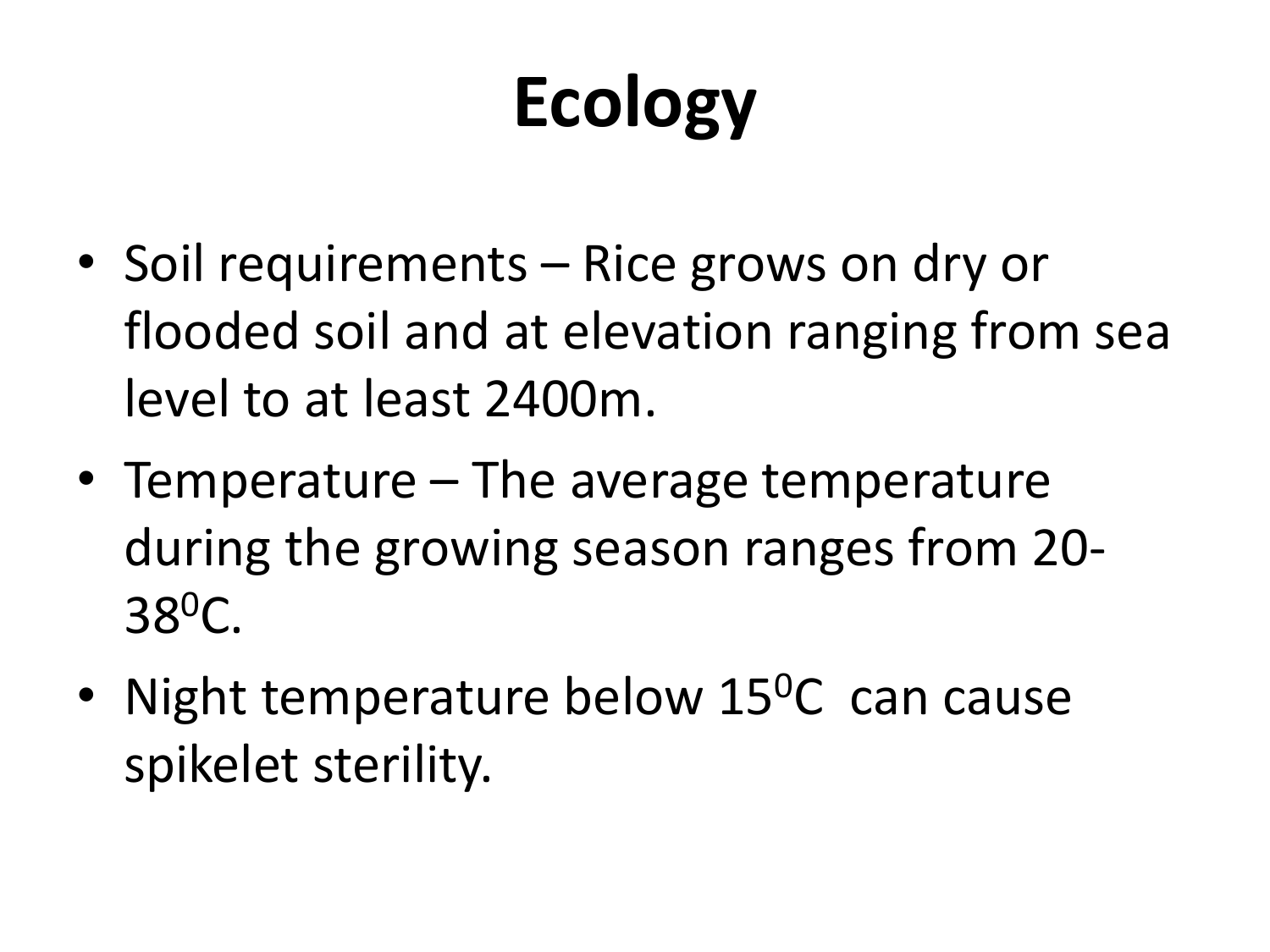# Ecology

- Soil requirements – Rice grows on dry or flooded soil and at elevation ranging from sea level to at least 2400m.
- Temperature – The average temperature during the growing season ranges from 20-38$^0$C.
- Night temperature below 15$^0$C can cause spikelet sterility.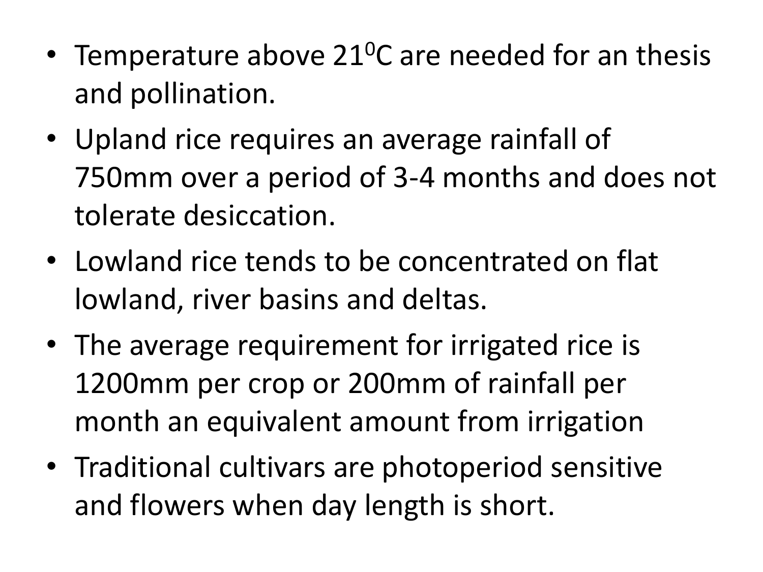- Temperature above $21^0$C are needed for an thesis and pollination.
- Upland rice requires an average rainfall of 750mm over a period of 3-4 months and does not tolerate desiccation.
- Lowland rice tends to be concentrated on flat lowland, river basins and deltas.
- The average requirement for irrigated rice is 1200mm per crop or 200mm of rainfall per month an equivalent amount from irrigation
- Traditional cultivars are photoperiod sensitive and flowers when day length is short.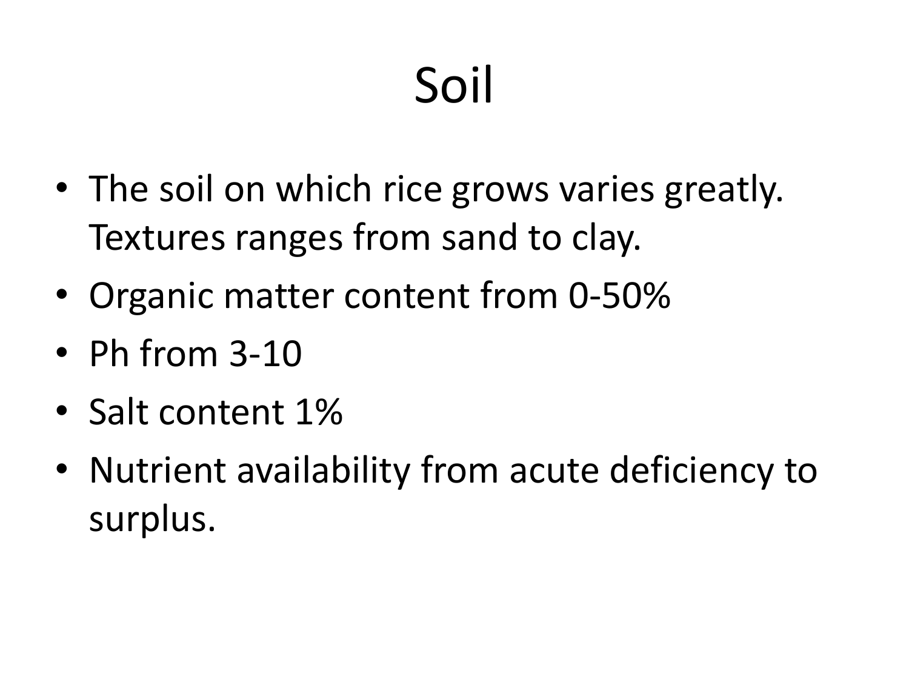# Soil

- The soil on which rice grows varies greatly. Textures ranges from sand to clay.
- Organic matter content from 0-50%
- Ph from 3-10
- Salt content 1%
- Nutrient availability from acute deficiency to surplus.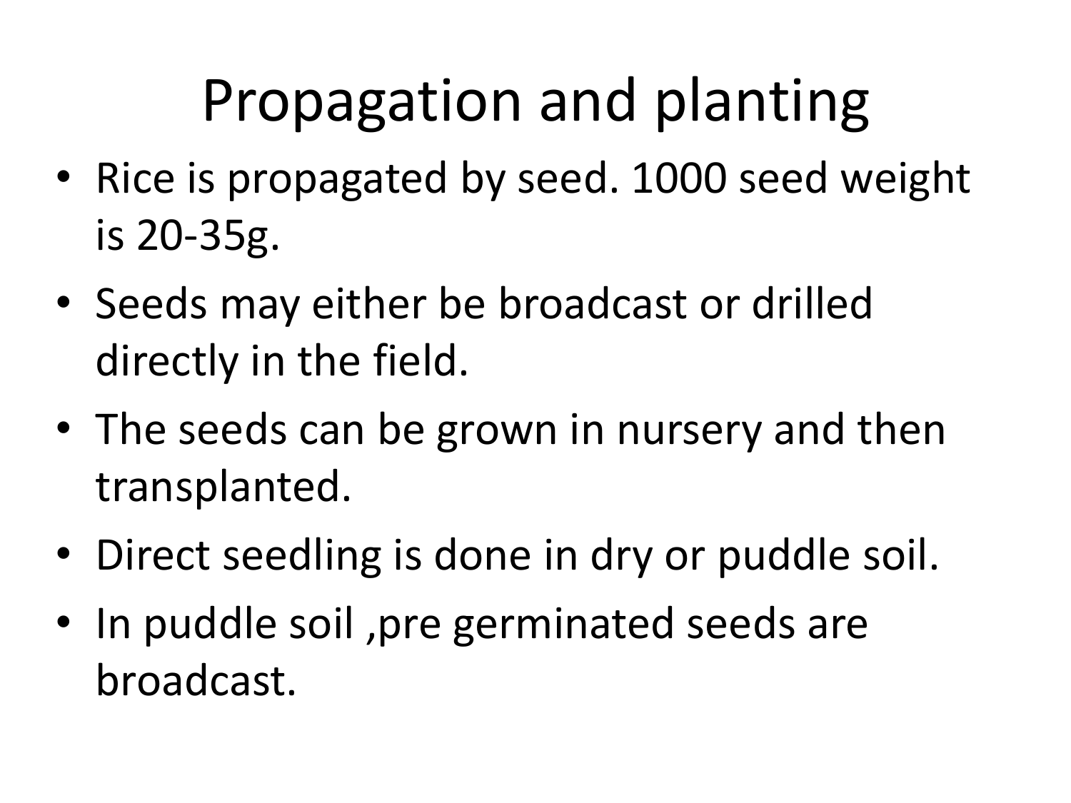# Propagation and planting

- Rice is propagated by seed. 1000 seed weight is 20-35g.
- Seeds may either be broadcast or drilled directly in the field.
- The seeds can be grown in nursery and then transplanted.
- Direct seedling is done in dry or puddle soil.
- In puddle soil ,pre germinated seeds are broadcast.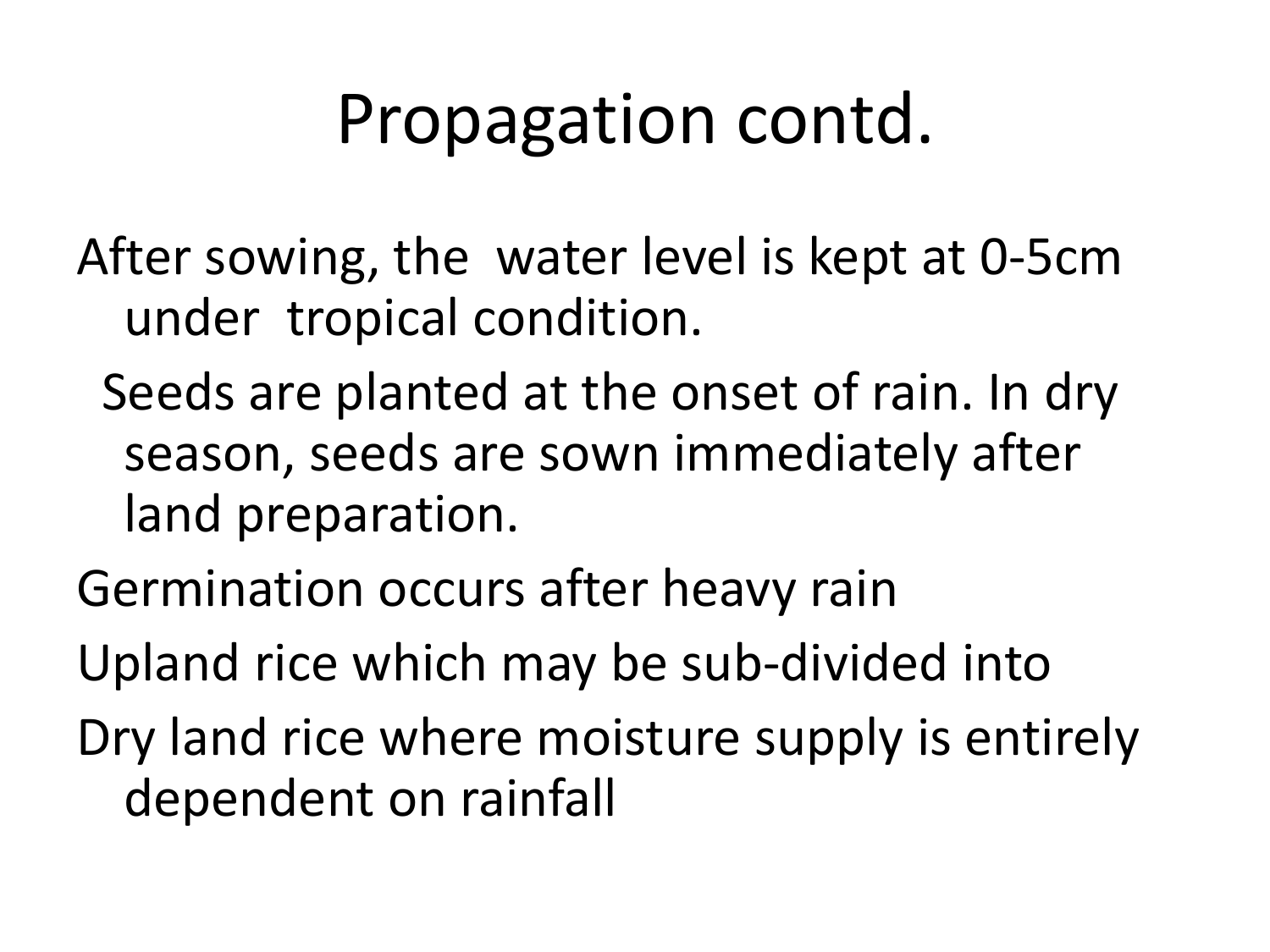# Propagation contd.

After sowing, the water level is kept at 0-5cm under tropical condition.

Seeds are planted at the onset of rain. In dry season, seeds are sown immediately after land preparation.

Germination occurs after heavy rain

Upland rice which may be sub-divided into

Dry land rice where moisture supply is entirely dependent on rainfall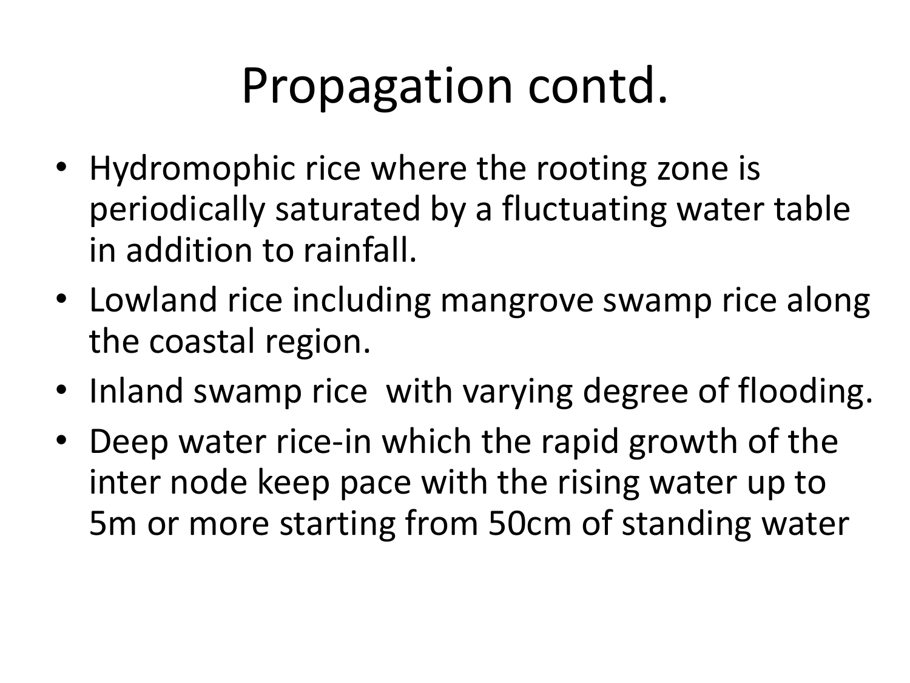# Propagation contd.

- Hydromophic rice where the rooting zone is periodically saturated by a fluctuating water table in addition to rainfall.
- Lowland rice including mangrove swamp rice along the coastal region.
- Inland swamp rice  with varying degree of flooding.
- Deep water rice-in which the rapid growth of the inter node keep pace with the rising water up to 5m or more starting from 50cm of standing water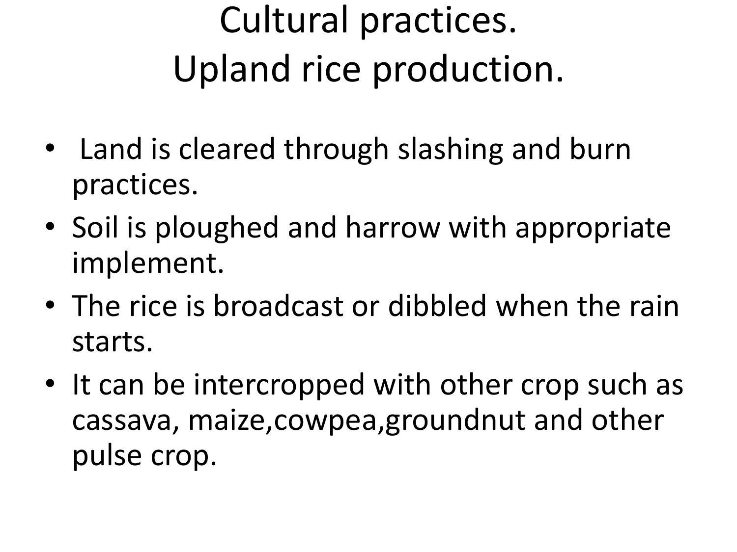# Cultural practices.
# Upland rice production.

- Land is cleared through slashing and burn practices.
- Soil is ploughed and harrow with appropriate implement.
- The rice is broadcast or dibbled when the rain starts.
- It can be intercropped with other crop such as cassava, maize,cowpea,groundnut and other pulse crop.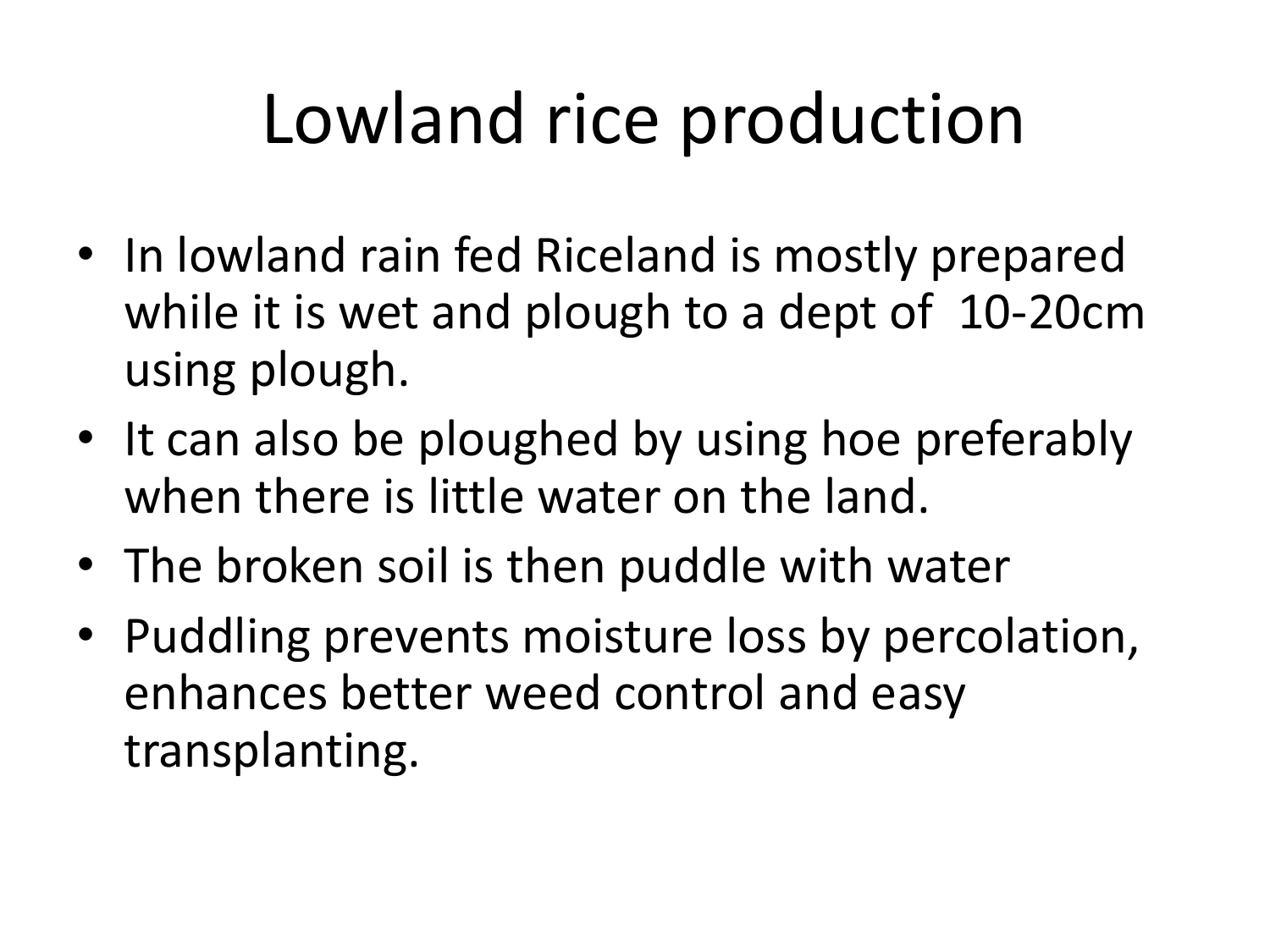# Lowland rice production

- In lowland rain fed Riceland is mostly prepared while it is wet and plough to a dept of 10-20cm using plough.
- It can also be ploughed by using hoe preferably when there is little water on the land.
- The broken soil is then puddle with water
- Puddling prevents moisture loss by percolation, enhances better weed control and easy transplanting.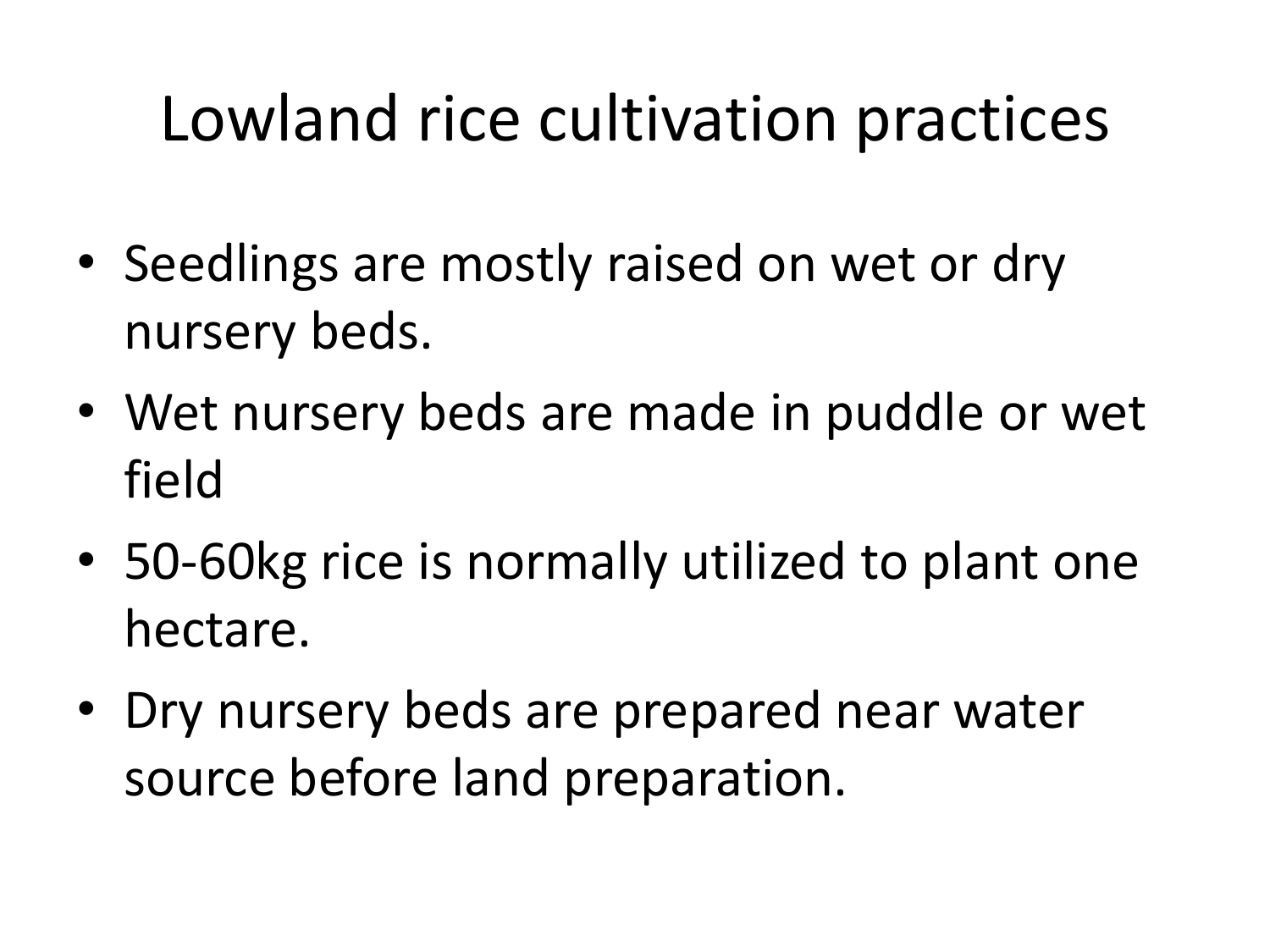# Lowland rice cultivation practices

- Seedlings are mostly raised on wet or dry nursery beds.
- Wet nursery beds are made in puddle or wet field
- 50-60kg rice is normally utilized to plant one hectare.
- Dry nursery beds are prepared near water source before land preparation.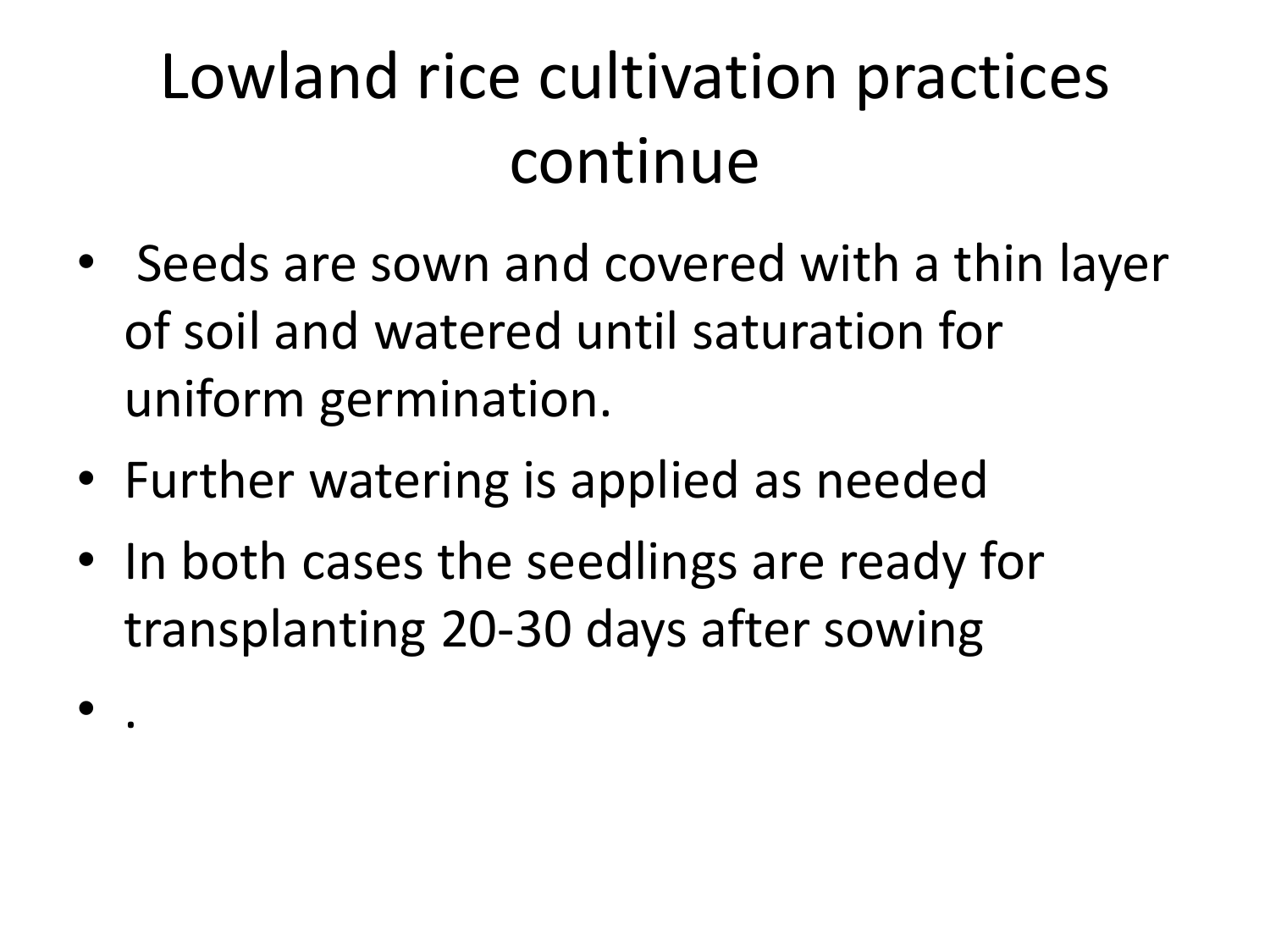# Lowland rice cultivation practices continue

- Seeds are sown and covered with a thin layer of soil and watered until saturation for uniform germination.
- Further watering is applied as needed
- In both cases the seedlings are ready for transplanting 20-30 days after sowing
- .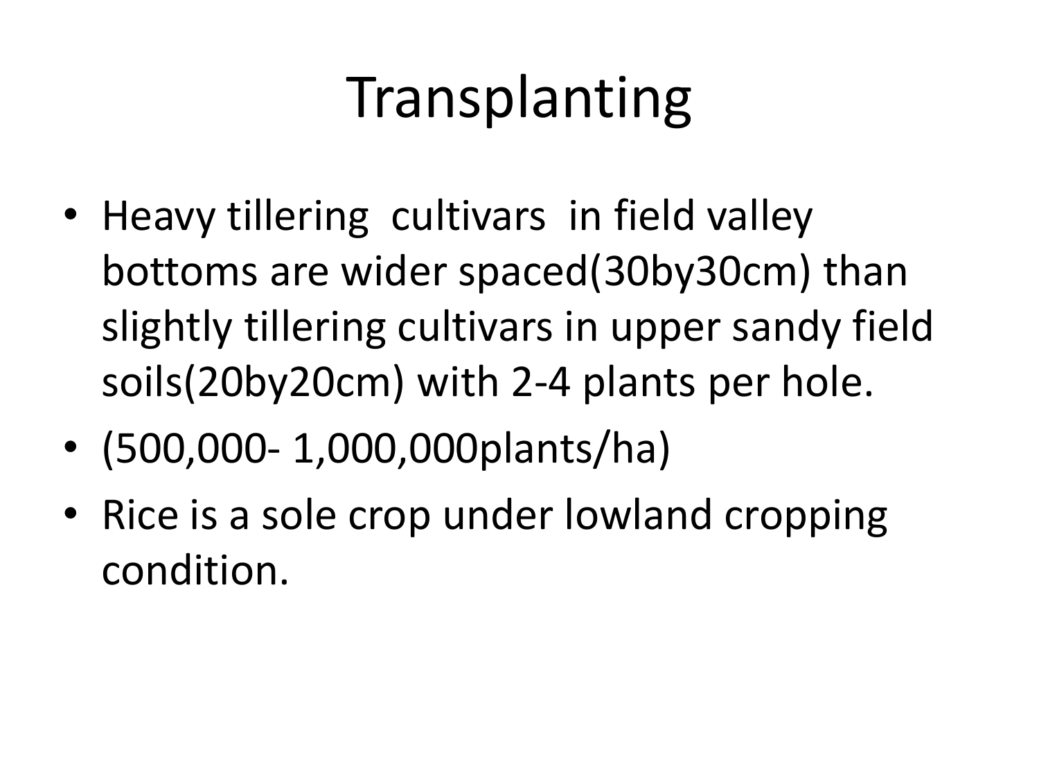# Transplanting

- Heavy tillering cultivars in field valley bottoms are wider spaced(30by30cm) than slightly tillering cultivars in upper sandy field soils(20by20cm) with 2-4 plants per hole.
- (500,000- 1,000,000plants/ha)
- Rice is a sole crop under lowland cropping condition.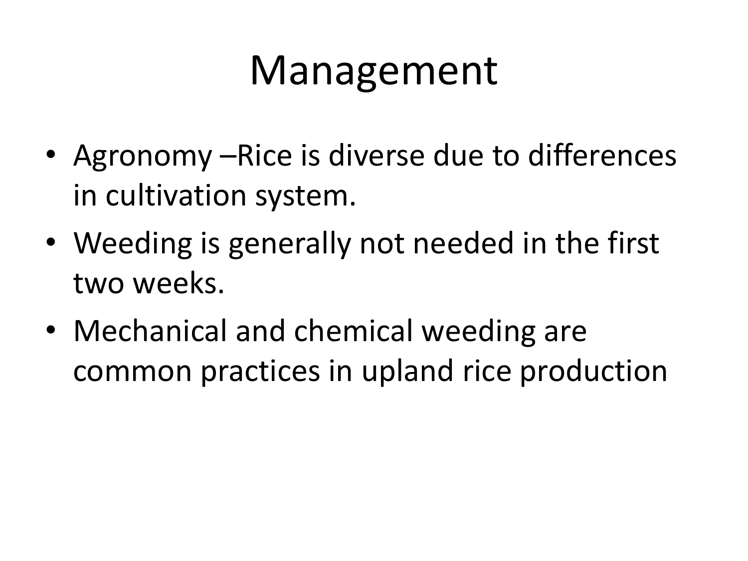# Management

- Agronomy –Rice is diverse due to differences in cultivation system.
- Weeding is generally not needed in the first two weeks.
- Mechanical and chemical weeding are common practices in upland rice production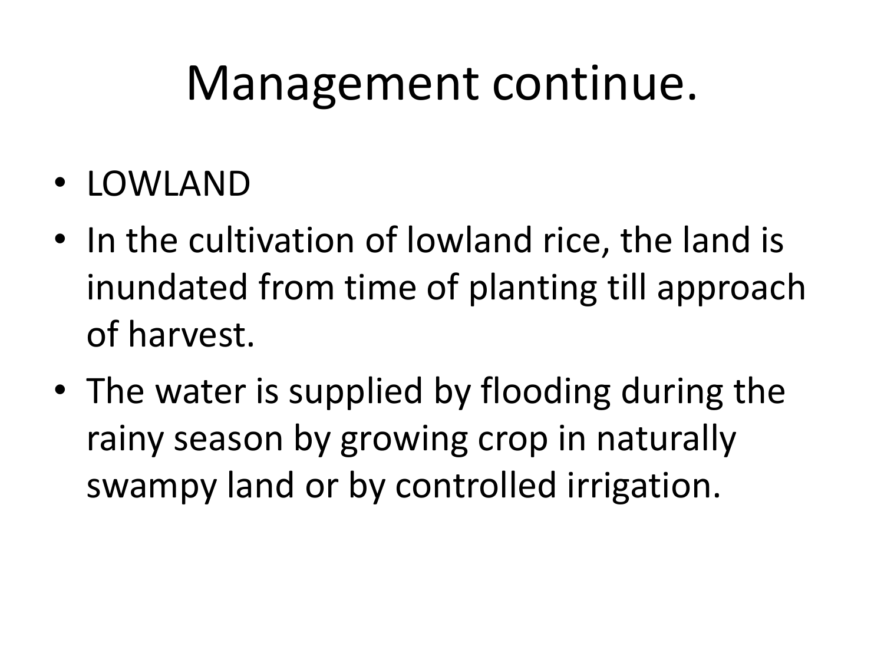# Management continue.

- LOWLAND
- In the cultivation of lowland rice, the land is inundated from time of planting till approach of harvest.
- The water is supplied by flooding during the rainy season by growing crop in naturally swampy land or by controlled irrigation.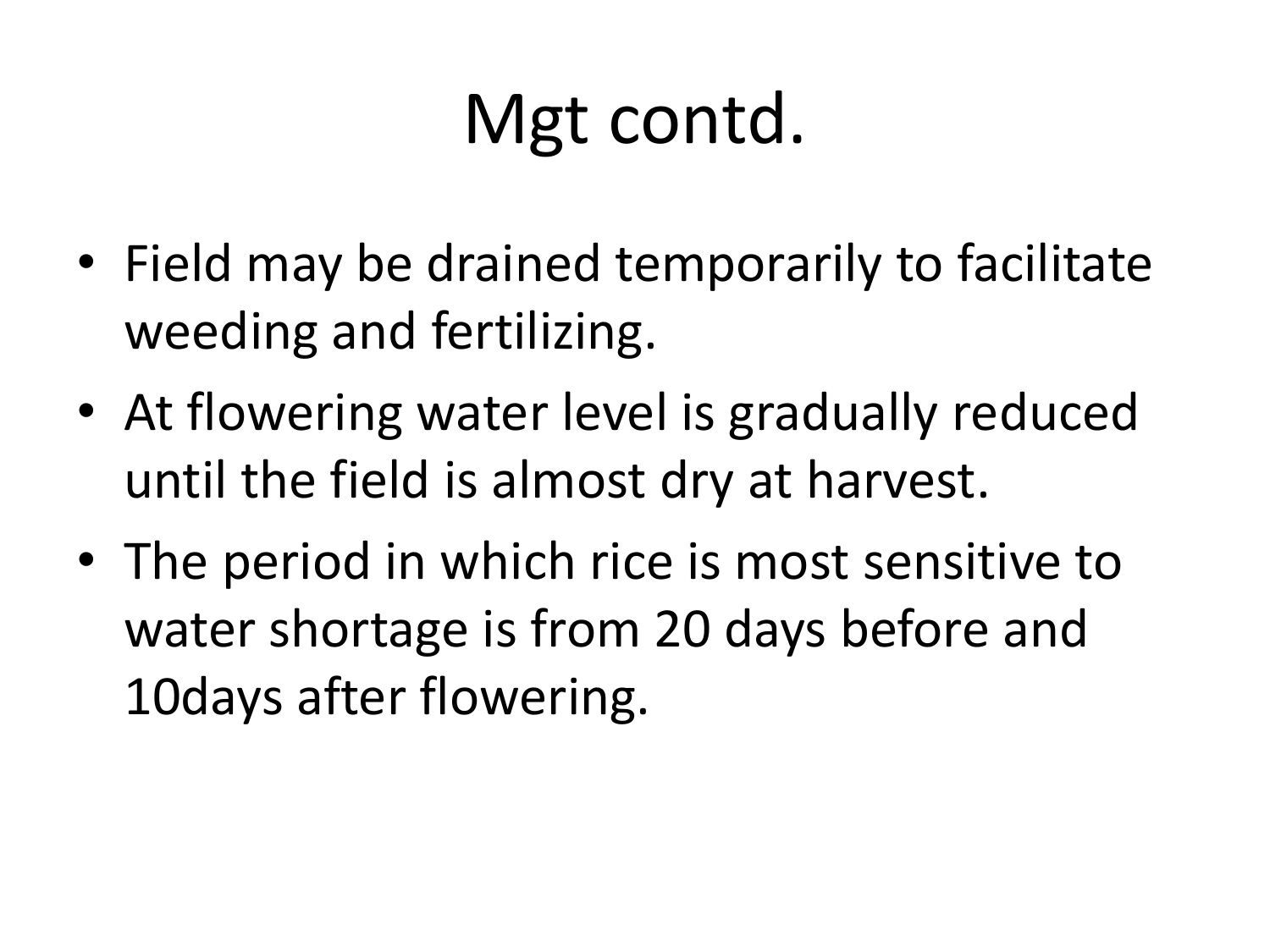# Mgt contd.

- Field may be drained temporarily to facilitate weeding and fertilizing.
- At flowering water level is gradually reduced until the field is almost dry at harvest.
- The period in which rice is most sensitive to water shortage is from 20 days before and 10days after flowering.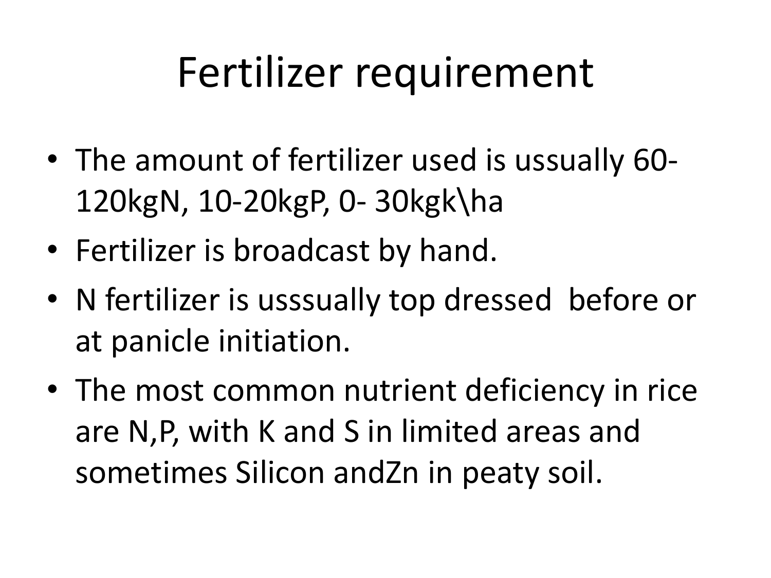# Fertilizer requirement

- The amount of fertilizer used is ussually 60-120kgN, 10-20kgP, 0- 30kgk\ha
- Fertilizer is broadcast by hand.
- N fertilizer is usssually top dressed before or at panicle initiation.
- The most common nutrient deficiency in rice are N,P, with K and S in limited areas and sometimes Silicon andZn in peaty soil.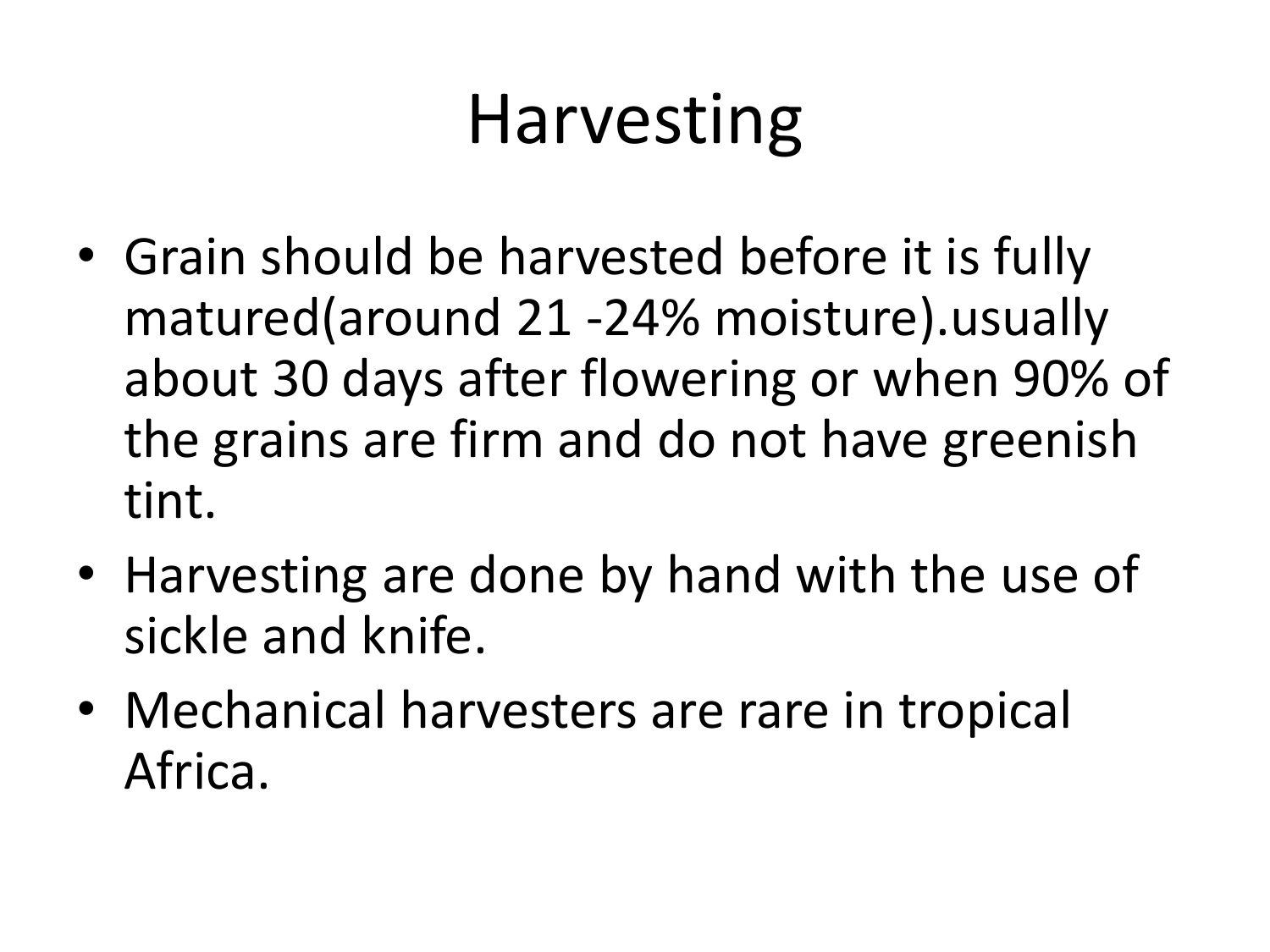# Harvesting

- Grain should be harvested before it is fully matured(around 21 -24% moisture).usually about 30 days after flowering or when 90% of the grains are firm and do not have greenish tint.
- Harvesting are done by hand with the use of sickle and knife.
- Mechanical harvesters are rare in tropical Africa.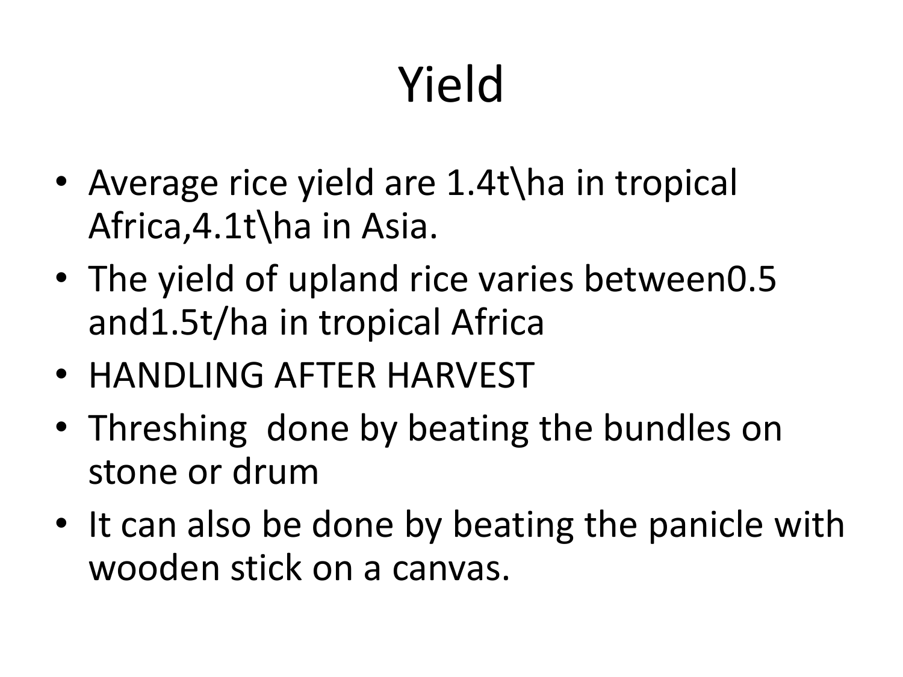# Yield

- Average rice yield are 1.4t\ha in tropical Africa,4.1t\ha in Asia.
- The yield of upland rice varies between0.5 and1.5t/ha in tropical Africa
- HANDLING AFTER HARVEST
- Threshing  done by beating the bundles on stone or drum
- It can also be done by beating the panicle with wooden stick on a canvas.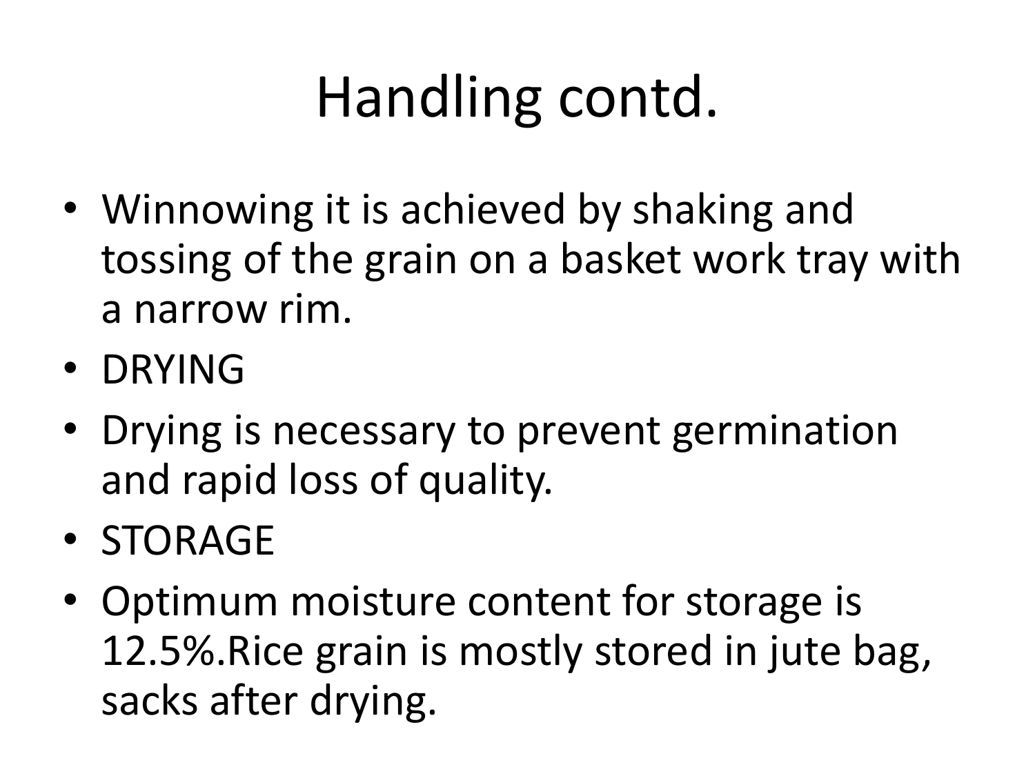# Handling contd.

- Winnowing it is achieved by shaking and tossing of the grain on a basket work tray with a narrow rim.
- DRYING
- Drying is necessary to prevent germination and rapid loss of quality.
- STORAGE
- Optimum moisture content for storage is 12.5%.Rice grain is mostly stored in jute bag, sacks after drying.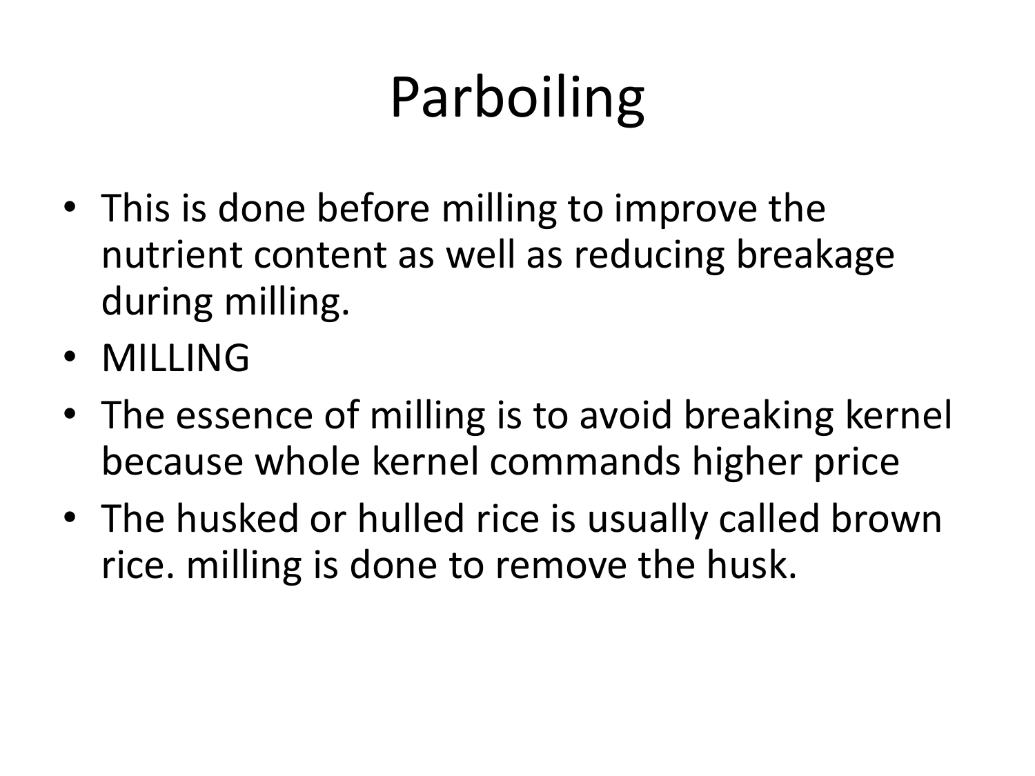# Parboiling

- This is done before milling to improve the nutrient content as well as reducing breakage during milling.
- MILLING
- The essence of milling is to avoid breaking kernel because whole kernel commands higher price
- The husked or hulled rice is usually called brown rice. milling is done to remove the husk.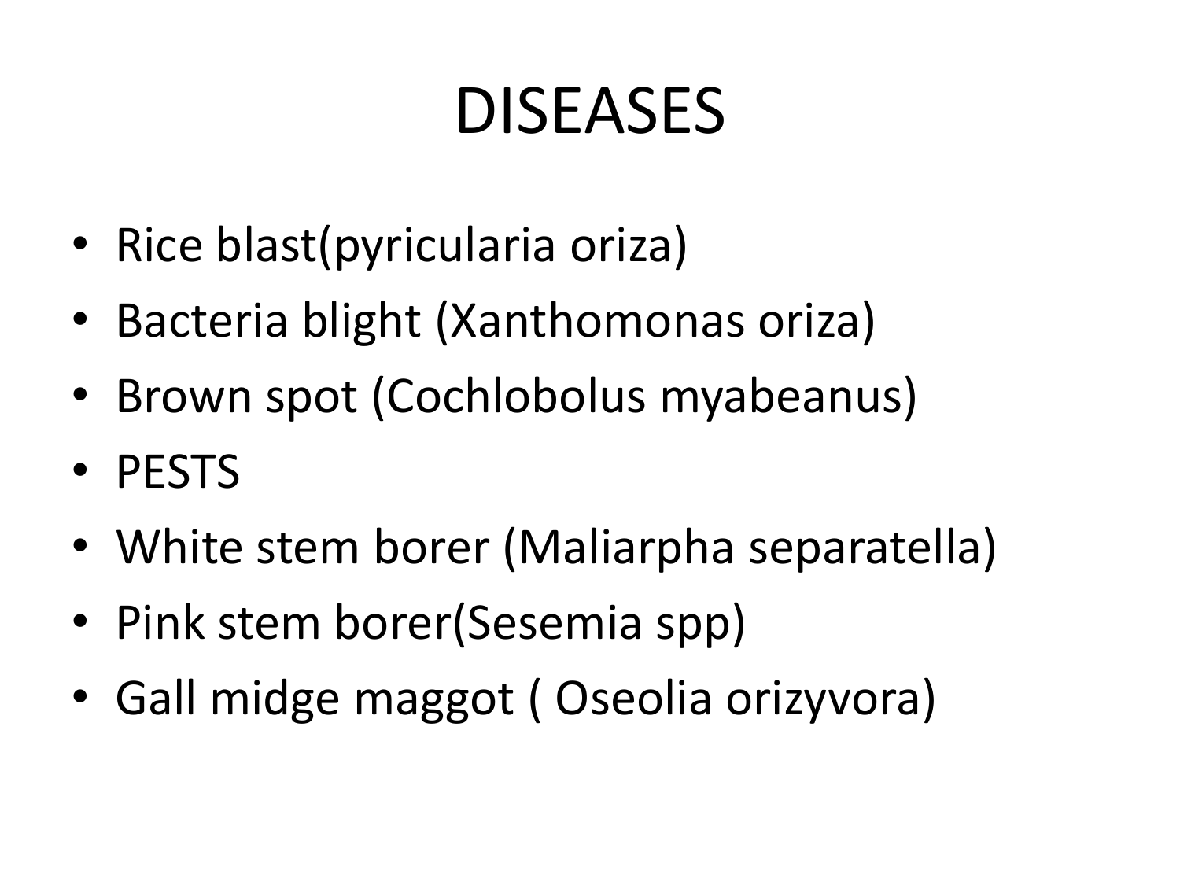# DISEASES

- Rice blast(pyricularia oriza)
- Bacteria blight (Xanthomonas oriza)
- Brown spot (Cochlobolus myabeanus)
- PESTS
- White stem borer (Maliarpha separatella)
- Pink stem borer(Sesemia spp)
- Gall midge maggot ( Oseolia orizyvora)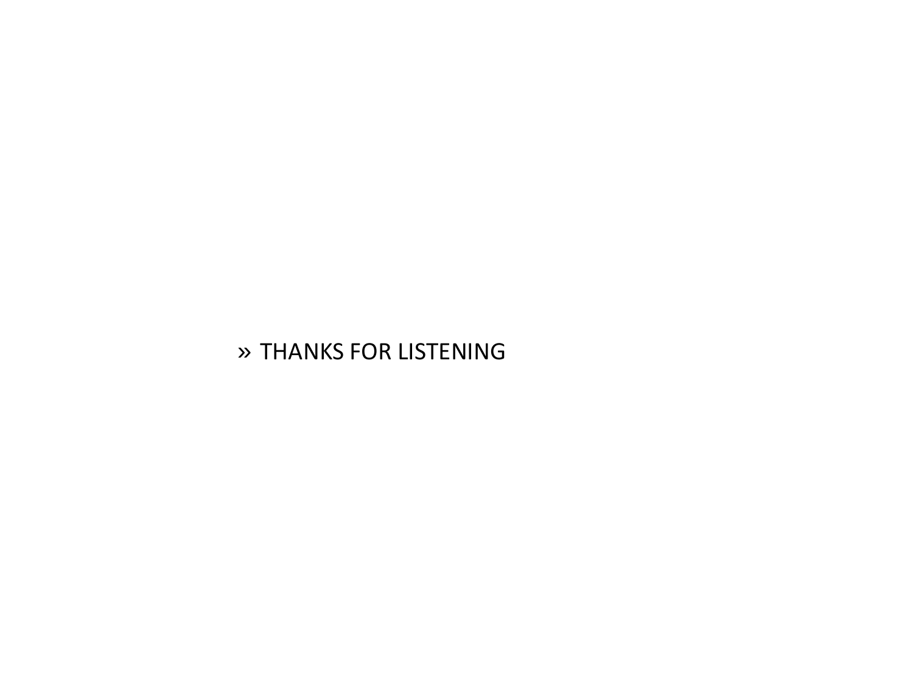» THANKS FOR LISTENING